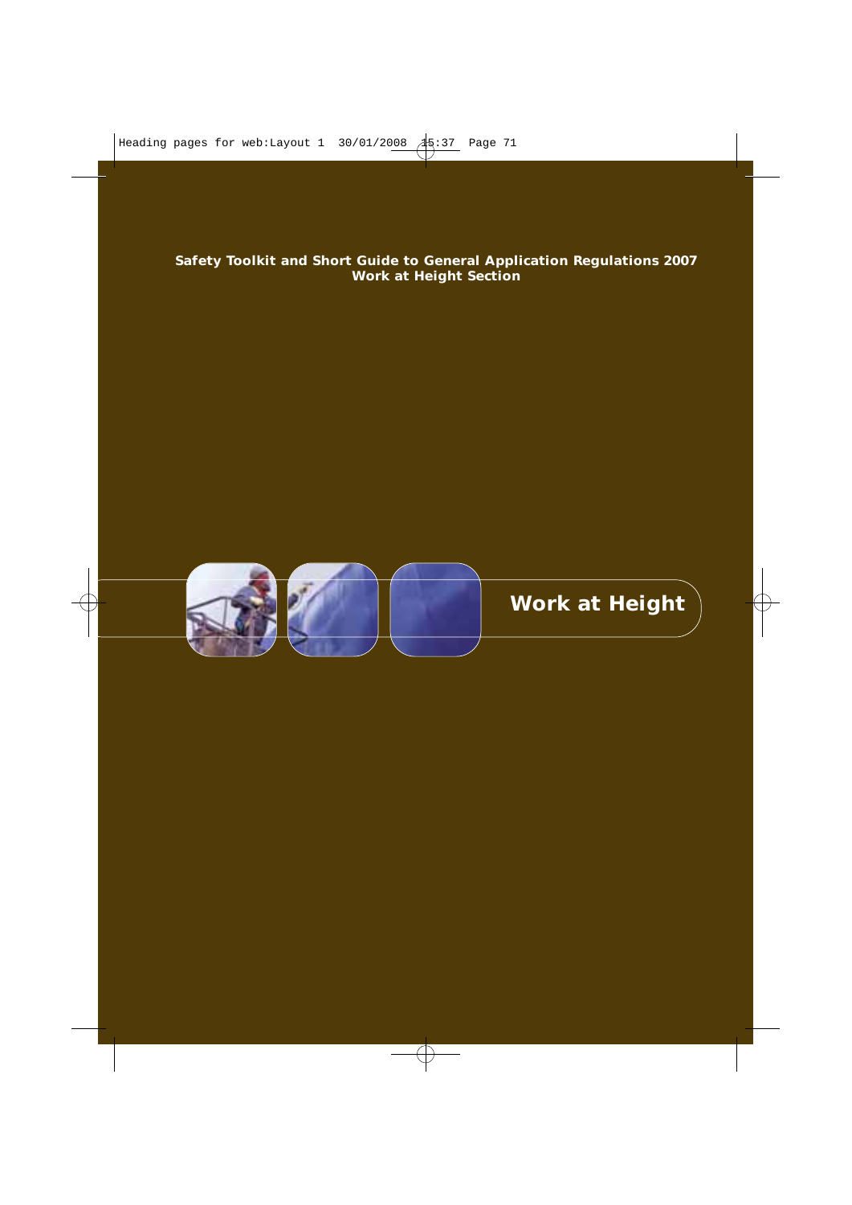**Safety Toolkit and Short Guide to General Application Regulations 2007**
**Work at Height Section**

# Work at Height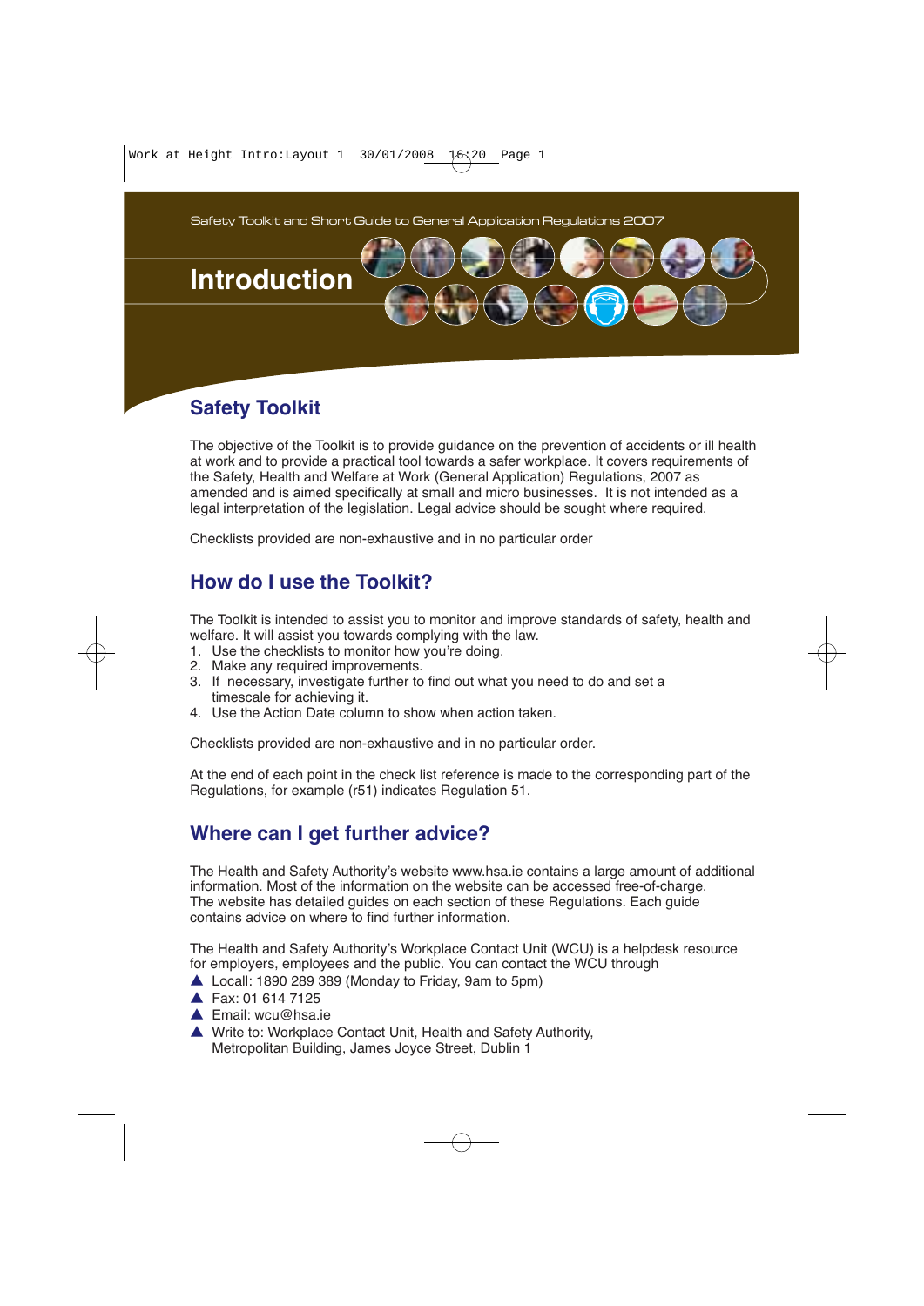Safety Toolkit and Short Guide to General Application Regulations 2007

# Introduction

## Safety Toolkit

The objective of the Toolkit is to provide guidance on the prevention of accidents or ill health at work and to provide a practical tool towards a safer workplace. It covers requirements of the Safety, Health and Welfare at Work (General Application) Regulations, 2007 as amended and is aimed specifically at small and micro businesses. It is not intended as a legal interpretation of the legislation. Legal advice should be sought where required.

Checklists provided are non-exhaustive and in no particular order

## How do I use the Toolkit?

The Toolkit is intended to assist you to monitor and improve standards of safety, health and welfare. It will assist you towards complying with the law.

1. Use the checklists to monitor how you're doing.
2. Make any required improvements.
3. If necessary, investigate further to find out what you need to do and set a timescale for achieving it.
4. Use the Action Date column to show when action taken.

Checklists provided are non-exhaustive and in no particular order.

At the end of each point in the check list reference is made to the corresponding part of the Regulations, for example (r51) indicates Regulation 51.

## Where can I get further advice?

The Health and Safety Authority's website www.hsa.ie contains a large amount of additional information. Most of the information on the website can be accessed free-of-charge. The website has detailed guides on each section of these Regulations. Each guide contains advice on where to find further information.

The Health and Safety Authority's Workplace Contact Unit (WCU) is a helpdesk resource for employers, employees and the public. You can contact the WCU through

- Locall: 1890 289 389 (Monday to Friday, 9am to 5pm)
- Fax: 01 614 7125
- Email: wcu@hsa.ie
- Write to: Workplace Contact Unit, Health and Safety Authority, Metropolitan Building, James Joyce Street, Dublin 1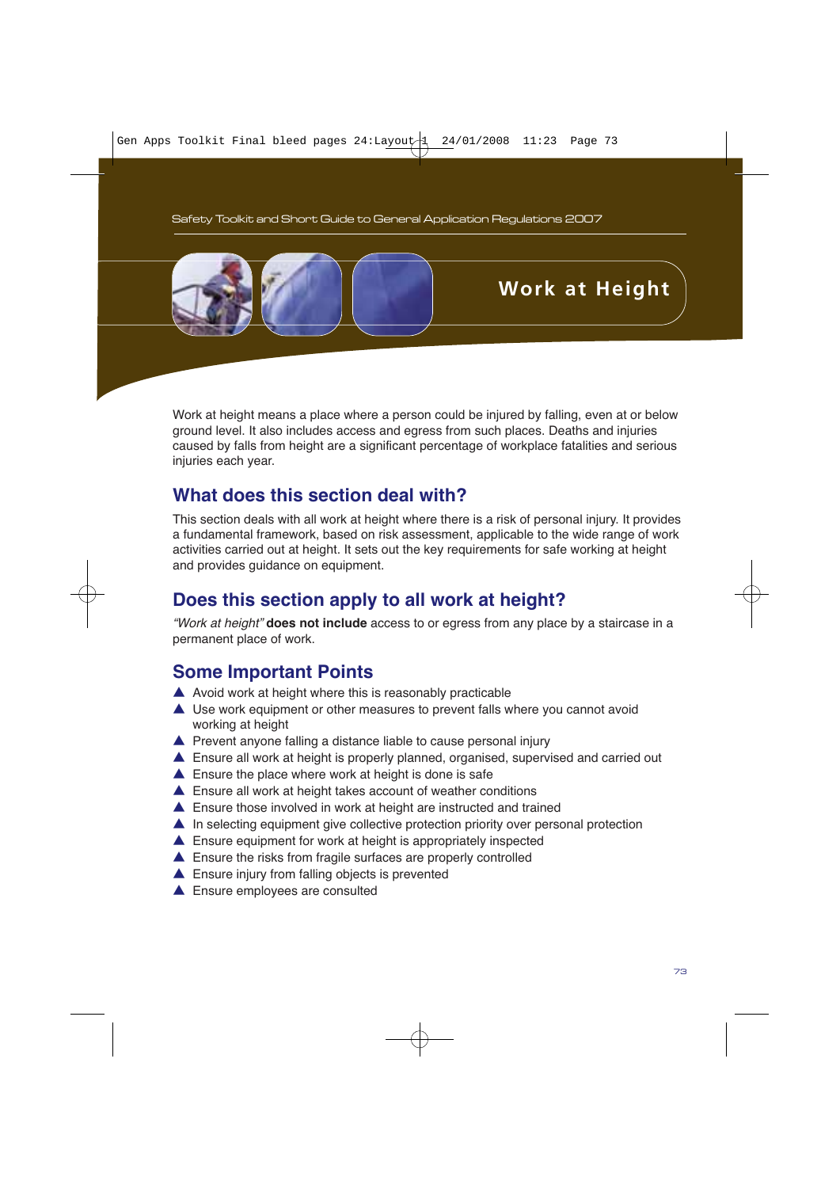# Work at Height

Work at height means a place where a person could be injured by falling, even at or below ground level. It also includes access and egress from such places. Deaths and injuries caused by falls from height are a significant percentage of workplace fatalities and serious injuries each year.

## What does this section deal with?

This section deals with all work at height where there is a risk of personal injury. It provides a fundamental framework, based on risk assessment, applicable to the wide range of work activities carried out at height. It sets out the key requirements for safe working at height and provides guidance on equipment.

## Does this section apply to all work at height?

*"Work at height"* **does not include** access to or egress from any place by a staircase in a permanent place of work.

## Some Important Points

- Avoid work at height where this is reasonably practicable
- Use work equipment or other measures to prevent falls where you cannot avoid working at height
- Prevent anyone falling a distance liable to cause personal injury
- Ensure all work at height is properly planned, organised, supervised and carried out
- Ensure the place where work at height is done is safe
- Ensure all work at height takes account of weather conditions
- Ensure those involved in work at height are instructed and trained
- In selecting equipment give collective protection priority over personal protection
- Ensure equipment for work at height is appropriately inspected
- Ensure the risks from fragile surfaces are properly controlled
- Ensure injury from falling objects is prevented
- Ensure employees are consulted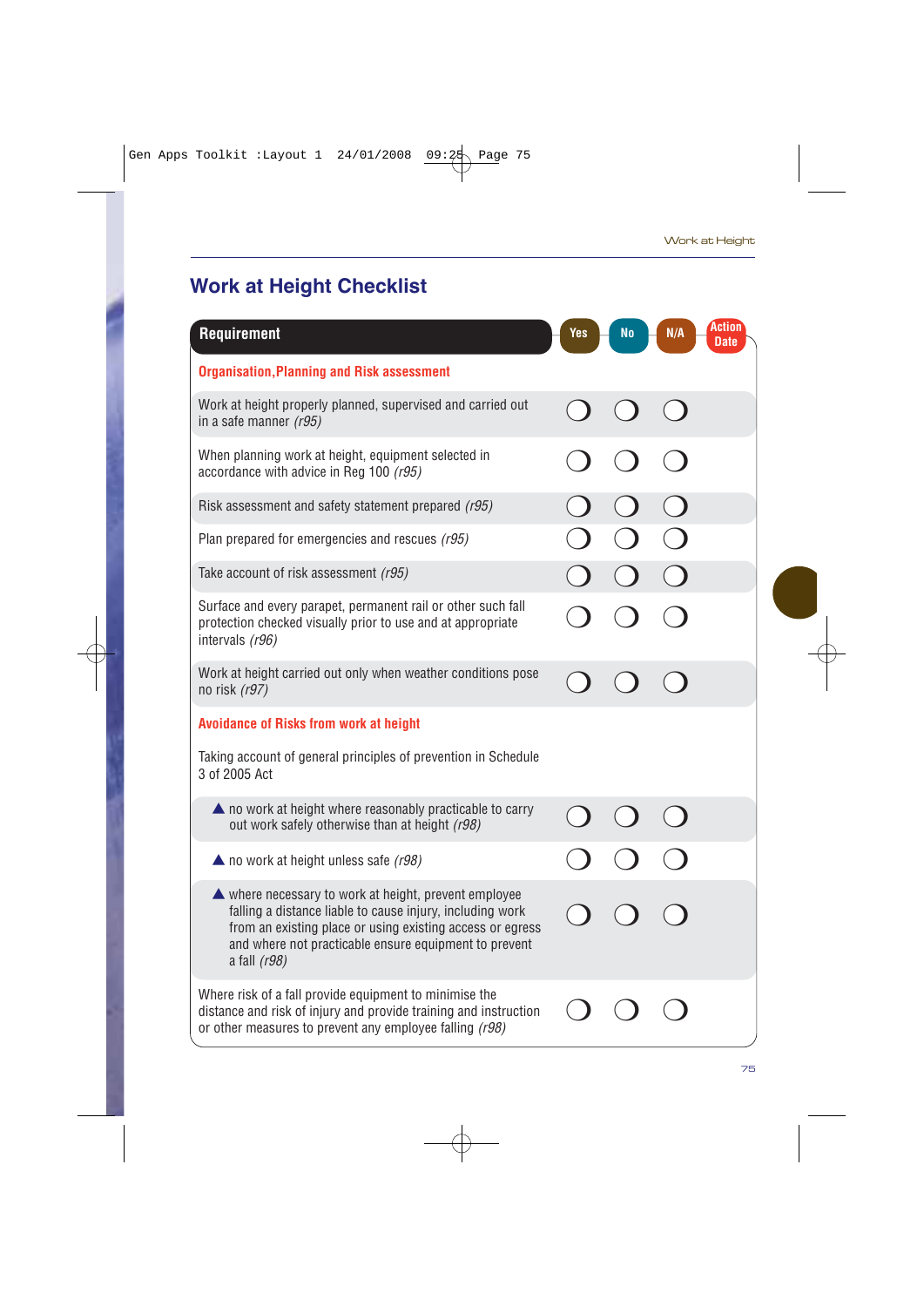# Work at Height Checklist

| Requirement | Yes | No | N/A | Action Date |
|---|---|---|---|---|
| **Organisation,Planning and Risk assessment** | | | | |
| Work at height properly planned, supervised and carried out in a safe manner *(r95)* | ❍ | ❍ | ❍ | |
| When planning work at height, equipment selected in accordance with advice in Reg 100 *(r95)* | ❍ | ❍ | ❍ | |
| Risk assessment and safety statement prepared *(r95)* | ❍ | ❍ | ❍ | |
| Plan prepared for emergencies and rescues *(r95)* | ❍ | ❍ | ❍ | |
| Take account of risk assessment *(r95)* | ❍ | ❍ | ❍ | |
| Surface and every parapet, permanent rail or other such fall protection checked visually prior to use and at appropriate intervals *(r96)* | ❍ | ❍ | ❍ | |
| Work at height carried out only when weather conditions pose no risk *(r97)* | ❍ | ❍ | ❍ | |
| **Avoidance of Risks from work at height** | | | | |
| Taking account of general principles of prevention in Schedule 3 of 2005 Act | | | | |
| ▲ no work at height where reasonably practicable to carry out work safely otherwise than at height *(r98)* | ❍ | ❍ | ❍ | |
| ▲ no work at height unless safe *(r98)* | ❍ | ❍ | ❍ | |
| ▲ where necessary to work at height, prevent employee falling a distance liable to cause injury, including work from an existing place or using existing access or egress and where not practicable ensure equipment to prevent a fall *(r98)* | ❍ | ❍ | ❍ | |
| Where risk of a fall provide equipment to minimise the distance and risk of injury and provide training and instruction or other measures to prevent any employee falling *(r98)* | ❍ | ❍ | ❍ | |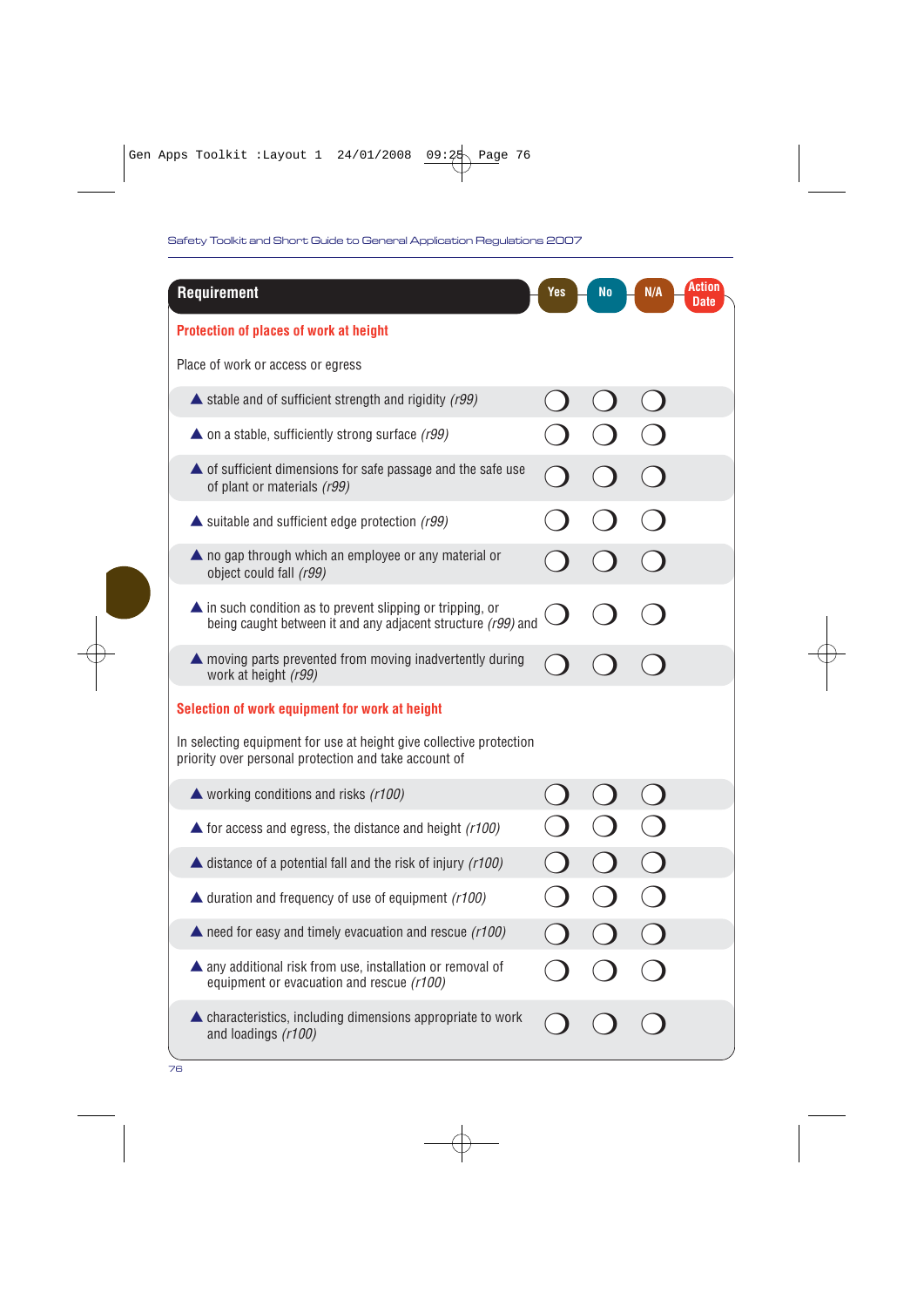| Requirement | Yes | No | N/A | Action Date |
|---|---|---|---|---|
| **Protection of places of work at height** | | | | |
| Place of work or access or egress | | | | |
| ▲ stable and of sufficient strength and rigidity *(r99)* | ◯ | ◯ | ◯ | |
| ▲ on a stable, sufficiently strong surface *(r99)* | ◯ | ◯ | ◯ | |
| ▲ of sufficient dimensions for safe passage and the safe use of plant or materials *(r99)* | ◯ | ◯ | ◯ | |
| ▲ suitable and sufficient edge protection *(r99)* | ◯ | ◯ | ◯ | |
| ▲ no gap through which an employee or any material or object could fall *(r99)* | ◯ | ◯ | ◯ | |
| ▲ in such condition as to prevent slipping or tripping, or being caught between it and any adjacent structure *(r99)* and | ◯ | ◯ | ◯ | |
| ▲ moving parts prevented from moving inadvertently during work at height *(r99)* | ◯ | ◯ | ◯ | |
| **Selection of work equipment for work at height** | | | | |
| In selecting equipment for use at height give collective protection priority over personal protection and take account of | | | | |
| ▲ working conditions and risks *(r100)* | ◯ | ◯ | ◯ | |
| ▲ for access and egress, the distance and height *(r100)* | ◯ | ◯ | ◯ | |
| ▲ distance of a potential fall and the risk of injury *(r100)* | ◯ | ◯ | ◯ | |
| ▲ duration and frequency of use of equipment *(r100)* | ◯ | ◯ | ◯ | |
| ▲ need for easy and timely evacuation and rescue *(r100)* | ◯ | ◯ | ◯ | |
| ▲ any additional risk from use, installation or removal of equipment or evacuation and rescue *(r100)* | ◯ | ◯ | ◯ | |
| ▲ characteristics, including dimensions appropriate to work and loadings *(r100)* | ◯ | ◯ | ◯ | |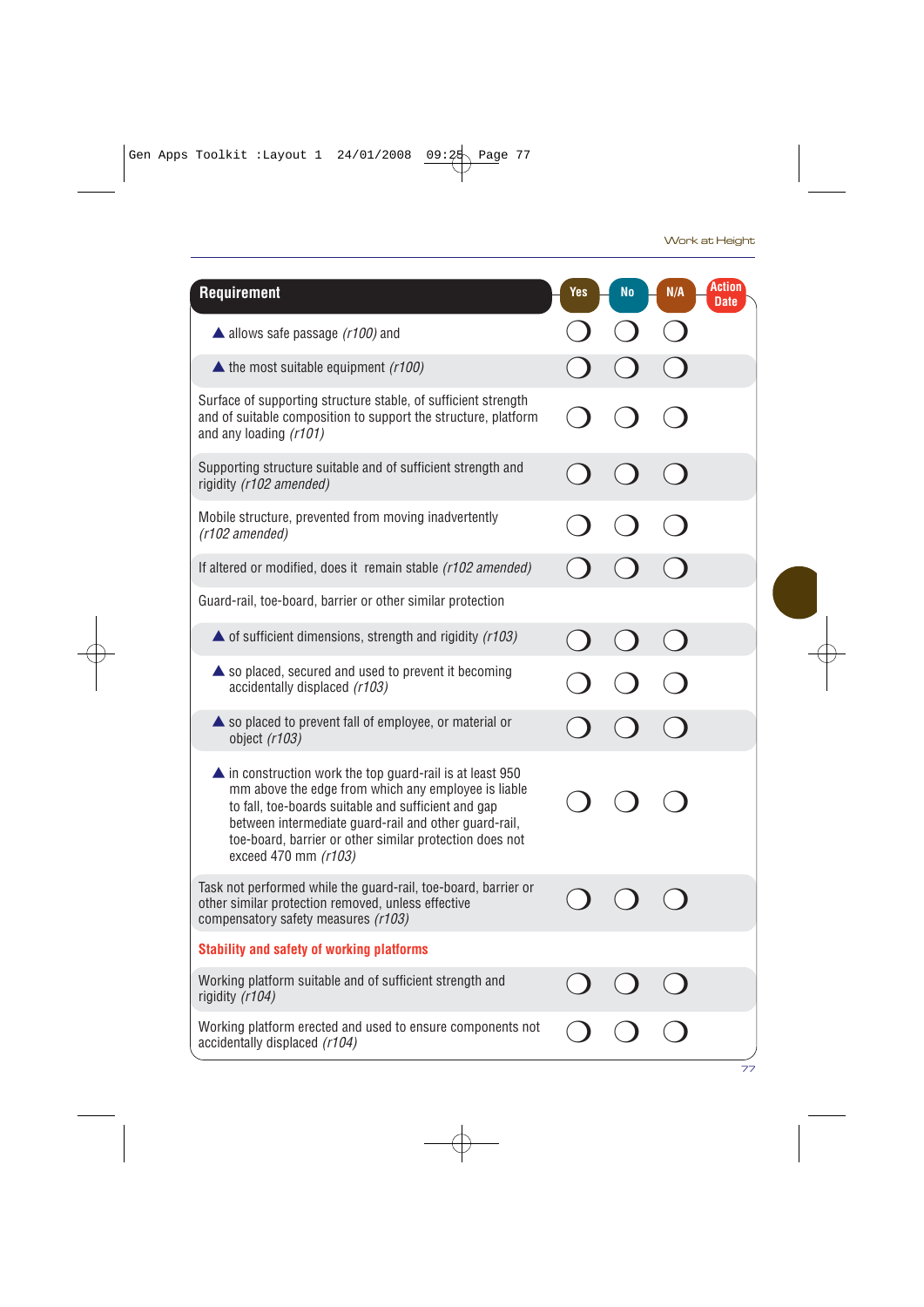| Requirement | Yes | No | N/A | Action Date |
|---|---|---|---|---|
| ▲ allows safe passage *(r100)* and | ❍ | ❍ | ❍ | |
| ▲ the most suitable equipment *(r100)* | ❍ | ❍ | ❍ | |
| Surface of supporting structure stable, of sufficient strength and of suitable composition to support the structure, platform and any loading *(r101)* | ❍ | ❍ | ❍ | |
| Supporting structure suitable and of sufficient strength and rigidity *(r102 amended)* | ❍ | ❍ | ❍ | |
| Mobile structure, prevented from moving inadvertently *(r102 amended)* | ❍ | ❍ | ❍ | |
| If altered or modified, does it remain stable *(r102 amended)* | ❍ | ❍ | ❍ | |
| Guard-rail, toe-board, barrier or other similar protection | | | | |
| ▲ of sufficient dimensions, strength and rigidity *(r103)* | ❍ | ❍ | ❍ | |
| ▲ so placed, secured and used to prevent it becoming accidentally displaced *(r103)* | ❍ | ❍ | ❍ | |
| ▲ so placed to prevent fall of employee, or material or object *(r103)* | ❍ | ❍ | ❍ | |
| ▲ in construction work the top guard-rail is at least 950 mm above the edge from which any employee is liable to fall, toe-boards suitable and sufficient and gap between intermediate guard-rail and other guard-rail, toe-board, barrier or other similar protection does not exceed 470 mm *(r103)* | ❍ | ❍ | ❍ | |
| Task not performed while the guard-rail, toe-board, barrier or other similar protection removed, unless effective compensatory safety measures *(r103)* | ❍ | ❍ | ❍ | |
| **Stability and safety of working platforms** | | | | |
| Working platform and of sufficient strength and rigidity *(r104)* | ❍ | ❍ | ❍ | |
| Working platform erected and used to ensure components not accidentally displaced *(r104)* | ❍ | ❍ | ❍ | |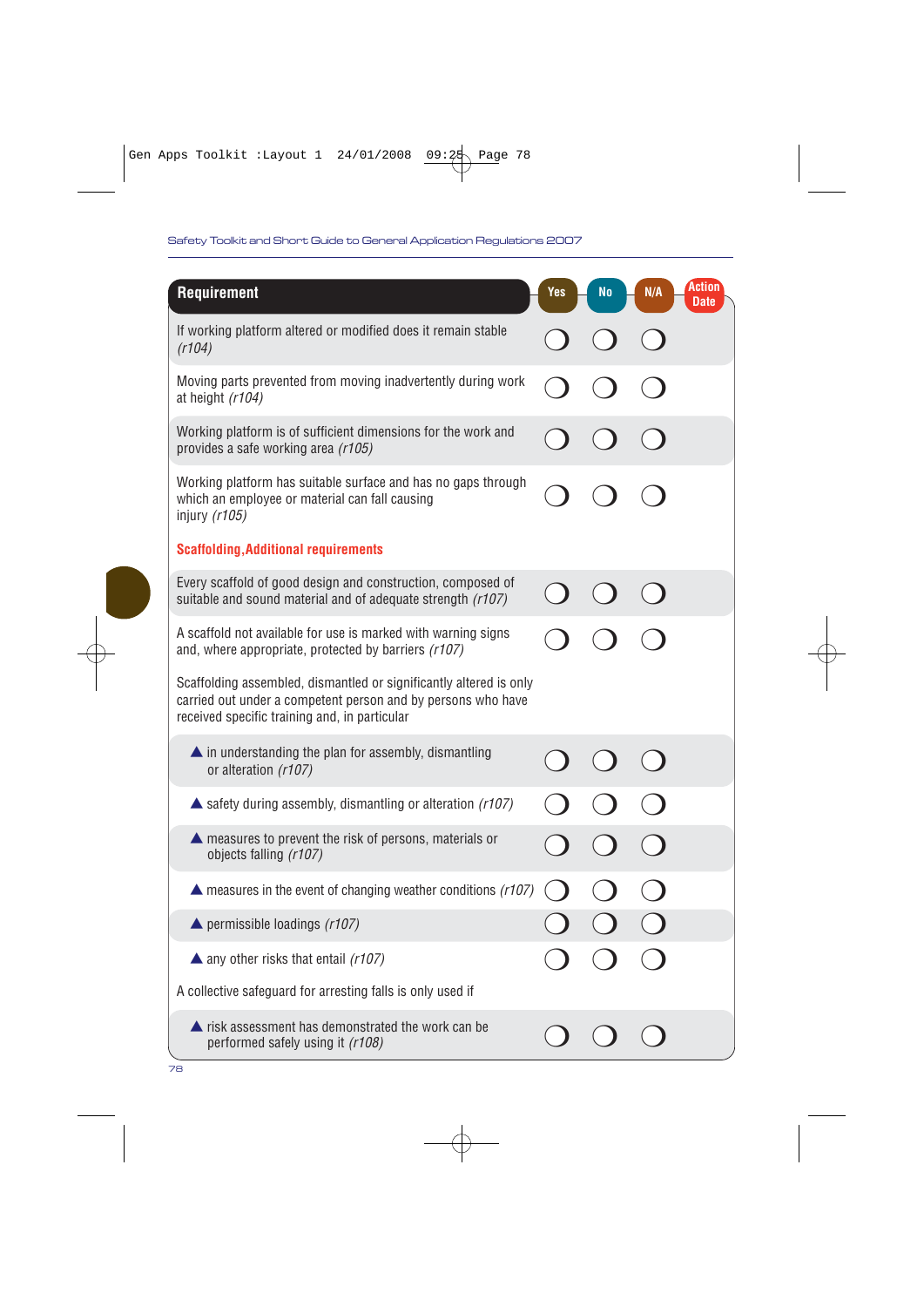| Requirement | Yes | No | N/A | Action Date |
|---|---|---|---|---|
| If working platform altered or modified does it remain stable *(r104)* | ◯ | ◯ | ◯ | |
| Moving parts prevented from moving inadvertently during work at height *(r104)* | ◯ | ◯ | ◯ | |
| Working platform is of sufficient dimensions for the work and provides a safe working area *(r105)* | ◯ | ◯ | ◯ | |
| Working platform has suitable surface and has no gaps through which an employee or material can fall causing injury *(r105)* | ◯ | ◯ | ◯ | |
| **Scaffolding,Additional requirements** | | | | |
| Every scaffold of good design and construction, composed of suitable and sound material and of adequate strength *(r107)* | ◯ | ◯ | ◯ | |
| A scaffold not available for use is marked with warning signs and, where appropriate, protected by barriers *(r107)* | ◯ | ◯ | ◯ | |
| Scaffolding assembled, dismantled or significantly altered is only carried out under a competent person and by persons who have received specific training and, in particular | | | | |
| ▲ in understanding the plan for assembly, dismantling or alteration *(r107)* | ◯ | ◯ | ◯ | |
| ▲ safety during assembly, dismantling or alteration *(r107)* | ◯ | ◯ | ◯ | |
| ▲ measures to prevent the risk of persons, materials or objects falling *(r107)* | ◯ | ◯ | ◯ | |
| ▲ measures in the event of changing weather conditions *(r107)* | ◯ | ◯ | ◯ | |
| ▲ permissible loadings *(r107)* | ◯ | ◯ | ◯ | |
| ▲ any other risks that entail *(r107)* | ◯ | ◯ | ◯ | |
| A collective safeguard for arresting falls is only used if | | | | |
| ▲ risk assessment has demonstrated the work can be performed safely using it *(r108)* | ◯ | ◯ | ◯ | |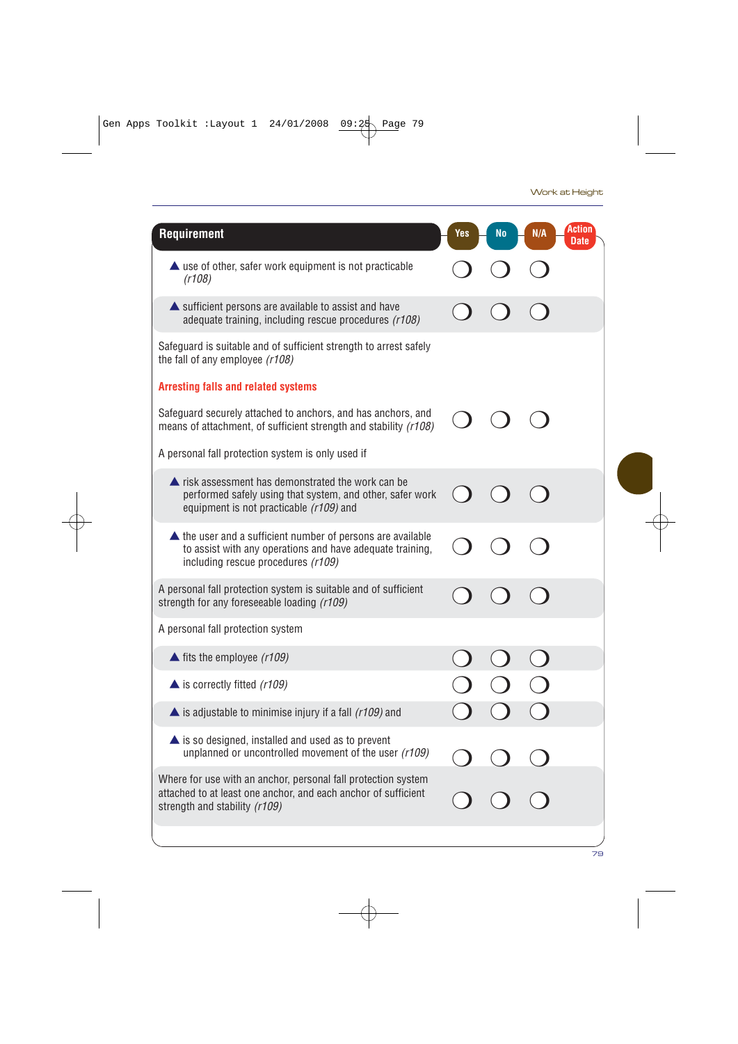| Requirement | Yes | No | N/A | Action Date |
|---|---|---|---|---|
| ▲ use of other, safer work equipment is not practicable *(r108)* | ❍ | ❍ | ❍ | |
| ▲ sufficient persons are available to assist and have adequate training, including rescue procedures *(r108)* | ❍ | ❍ | ❍ | |
| Safeguard is suitable and of sufficient strength to arrest safely the fall of any employee *(r108)* | | | | |
| **Arresting falls and related systems** | | | | |
| Safeguard securely attached to anchors, and has anchors, and means of attachment, of sufficient strength and stability *(r108)* | ❍ | ❍ | ❍ | |
| A personal fall protection system is only used if | | | | |
| ▲ risk assessment has demonstrated the work can be performed safely using that system, and other, safer work equipment is not practicable *(r109)* and | ❍ | ❍ | ❍ | |
| ▲ the user and a sufficient number of persons are available to assist with any operations and have adequate training, including rescue procedures *(r109)* | ❍ | ❍ | ❍ | |
| A personal fall protection system is suitable and of sufficient strength for any foreseeable loading *(r109)* | ❍ | ❍ | ❍ | |
| A personal fall protection system | | | | |
| ▲ fits the employee *(r109)* | ❍ | ❍ | ❍ | |
| ▲ is correctly fitted *(r109)* | ❍ | ❍ | ❍ | |
| ▲ is adjustable to minimise injury if a fall *(r109)* and | ❍ | ❍ | ❍ | |
| ▲ is so designed, installed and used as to prevent unplanned or uncontrolled movement of the user *(r109)* | ❍ | ❍ | ❍ | |
| Where for use with an anchor, personal fall protection system attached to at least one anchor, and each anchor of sufficient strength and stability *(r109)* | ❍ | ❍ | ❍ | |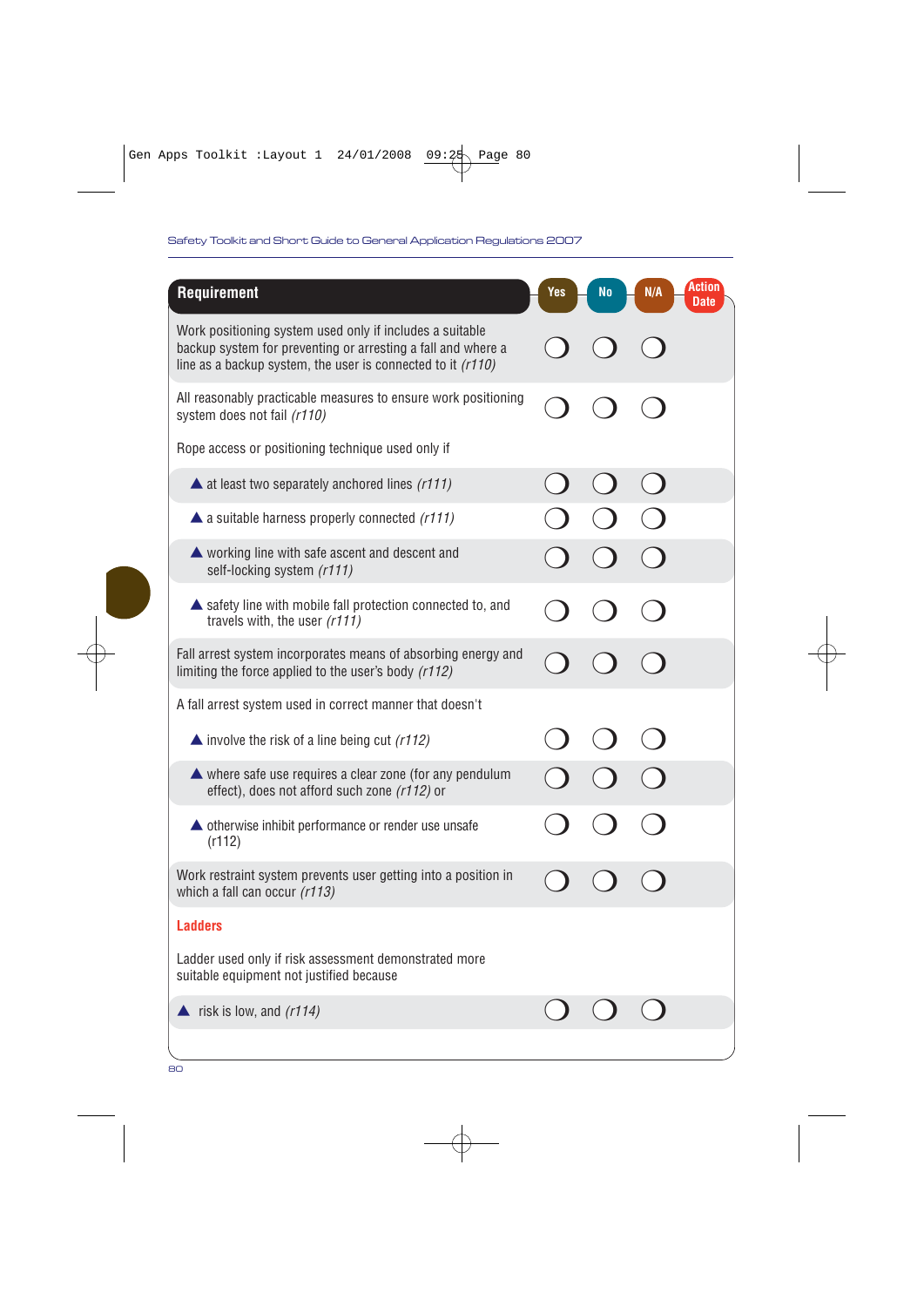| Requirement | Yes | No | N/A | Action Date |
|---|---|---|---|---|
| Work positioning system used only if includes a suitable backup system for preventing or arresting a fall and where a line as a backup system, the user is connected to it *(r110)* | ❍ | ❍ | ❍ | |
| All reasonably practicable measures to ensure work positioning system does not fail *(r110)* | ❍ | ❍ | ❍ | |
| Rope access or positioning technique used only if | | | | |
| ▲ at least two separately anchored lines *(r111)* | ❍ | ❍ | ❍ | |
| ▲ a suitable harness properly connected *(r111)* | ❍ | ❍ | ❍ | |
| ▲ working line with safe ascent and descent and self-locking system *(r111)* | ❍ | ❍ | ❍ | |
| ▲ safety line with mobile fall protection connected to, and travels with, the user *(r111)* | ❍ | ❍ | ❍ | |
| Fall arrest system incorporates means of absorbing energy and limiting the force applied to the user's body *(r112)* | ❍ | ❍ | ❍ | |
| A fall arrest system used in correct manner that doesn't | | | | |
| ▲ involve the risk of a line being cut *(r112)* | ❍ | ❍ | ❍ | |
| ▲ where safe use requires a clear zone (for any pendulum effect), does not afford such zone *(r112)* or | ❍ | ❍ | ❍ | |
| ▲ otherwise inhibit performance or render use unsafe (r112) | ❍ | ❍ | ❍ | |
| Work restraint system prevents user getting into a position in which a fall can occur *(r113)* | ❍ | ❍ | ❍ | |
| **Ladders** | | | | |
| Ladder used only if risk assessment demonstrated more suitable equipment not justified because | | | | |
| ▲ risk is low, and *(r114)* | ❍ | ❍ | ❍ | |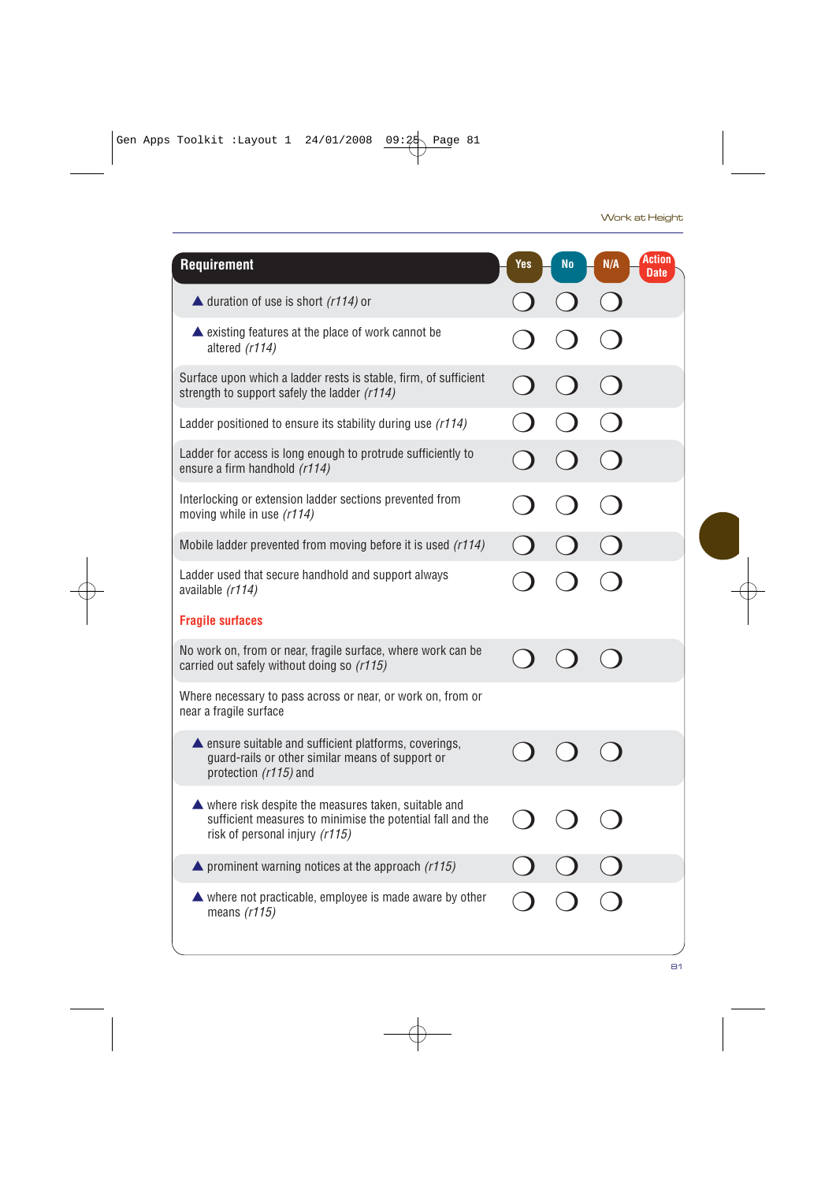| Requirement | Yes | No | N/A | Action Date |
|---|---|---|---|---|
| ▲ duration of use is short *(r114)* or | ❍ | ❍ | ❍ | |
| ▲ existing features at the place of work cannot be altered *(r114)* | ❍ | ❍ | ❍ | |
| Surface upon which a ladder rests is stable, firm, of sufficient strength to support safely the ladder *(r114)* | ❍ | ❍ | ❍ | |
| Ladder positioned to ensure its stability during use *(r114)* | ❍ | ❍ | ❍ | |
| Ladder for access is long enough to protrude sufficiently to ensure a firm handhold *(r114)* | ❍ | ❍ | ❍ | |
| Interlocking or extension ladder sections prevented from moving while in use *(r114)* | ❍ | ❍ | ❍ | |
| Mobile ladder prevented from moving before it is used *(r114)* | ❍ | ❍ | ❍ | |
| Ladder used that secure handhold and support always available *(r114)* | ❍ | ❍ | ❍ | |
| **Fragile surfaces** | | | | |
| No work on, from or near, fragile surface, where work can be carried out safely without doing so *(r115)* | ❍ | ❍ | ❍ | |
| Where necessary to pass across or near, or work on, from or near a fragile surface | | | | |
| ▲ ensure suitable and sufficient platforms, coverings, guard-rails or other similar means of support or protection *(r115)* and | ❍ | ❍ | ❍ | |
| ▲ where risk despite the measures taken, suitable and sufficient measures to minimise the potential fall and the risk of personal injury *(r115)* | ❍ | ❍ | ❍ | |
| ▲ prominent warning notices at the approach *(r115)* | ❍ | ❍ | ❍ | |
| ▲ where not practicable, employee is made aware by other means *(r115)* | ❍ | ❍ | ❍ | |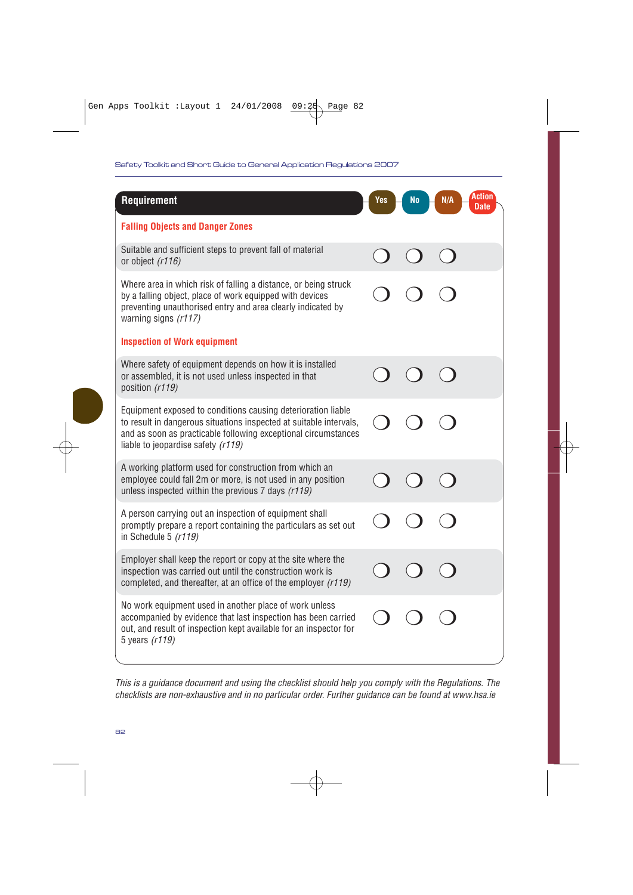| Requirement | Yes | No | N/A | Action Date |
|---|---|---|---|---|
| **Falling Objects and Danger Zones** | | | | |
| Suitable and sufficient steps to prevent fall of material or object *(r116)* | ❍ | ❍ | ❍ | |
| Where area in which risk of falling a distance, or being struck by a falling object, place of work equipped with devices preventing unauthorised entry and area clearly indicated by warning signs *(r117)* | ❍ | ❍ | ❍ | |
| **Inspection of Work equipment** | | | | |
| Where safety of equipment depends on how it is installed or assembled, it is not used unless inspected in that position *(r119)* | ❍ | ❍ | ❍ | |
| Equipment exposed to conditions causing deterioration liable to result in dangerous situations inspected at suitable intervals, and as soon as practicable following exceptional circumstances liable to jeopardise safety *(r119)* | ❍ | ❍ | ❍ | |
| A working platform used for construction from which an employee could fall 2m or more, is not used in any position unless inspected within the previous 7 days *(r119)* | ❍ | ❍ | ❍ | |
| A person carrying out an inspection of equipment shall promptly prepare a report containing the particulars as set out in Schedule 5 *(r119)* | ❍ | ❍ | ❍ | |
| Employer shall keep the report or copy at the site where the inspection was carried out until the construction work is completed, and thereafter, at an office of the employer *(r119)* | ❍ | ❍ | ❍ | |
| No work equipment used in another place of work unless accompanied by evidence that last inspection has been carried out, and result of inspection kept available for an inspector for 5 years *(r119)* | ❍ | ❍ | ❍ | |

*This is a guidance document and using the checklist should help you comply with the Regulations. The checklists are non-exhaustive and in no particular order. Further guidance can be found at www.hsa.ie*